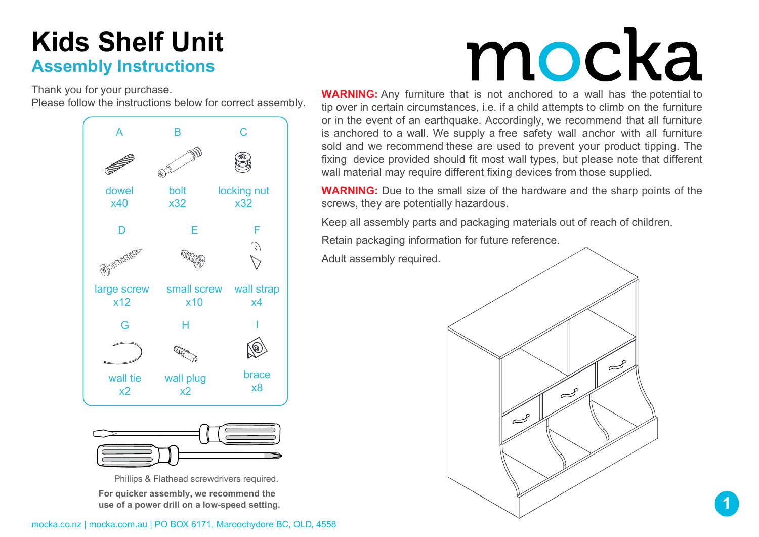# Kids Shelf Unit

## Assembly Instructions

mocka

Thank you for your purchase.
Please follow the instructions below for correct assembly.

| | Part | Quantity |
|---|---|---|
| A | dowel | x40 |
| B | bolt | x32 |
| C | locking nut | x32 |
| D | large screw | x12 |
| E | small screw | x10 |
| F | wall strap | x4 |
| G | wall tie | x2 |
| H | wall plug | x2 |
| I | brace | x8 |

Phillips & Flathead screwdrivers required.

**For quicker assembly, we recommend the use of a power drill on a low-speed setting.**

**WARNING:** Any furniture that is not anchored to a wall has the potential to tip over in certain circumstances, i.e. if a child attempts to climb on the furniture or in the event of an earthquake. Accordingly, we recommend that all furniture is anchored to a wall. We supply a free safety wall anchor with all furniture sold and we recommend these are used to prevent your product tipping. The fixing device provided should fit most wall types, but please note that different wall material may require different fixing devices from those supplied.

**WARNING:** Due to the small size of the hardware and the sharp points of the screws, they are potentially hazardous.

Keep all assembly parts and packaging materials out of reach of children.

Retain packaging information for future reference.

Adult assembly required.

mocka.co.nz | mocka.com.au | PO BOX 6171, Maroochydore BC, QLD, 4558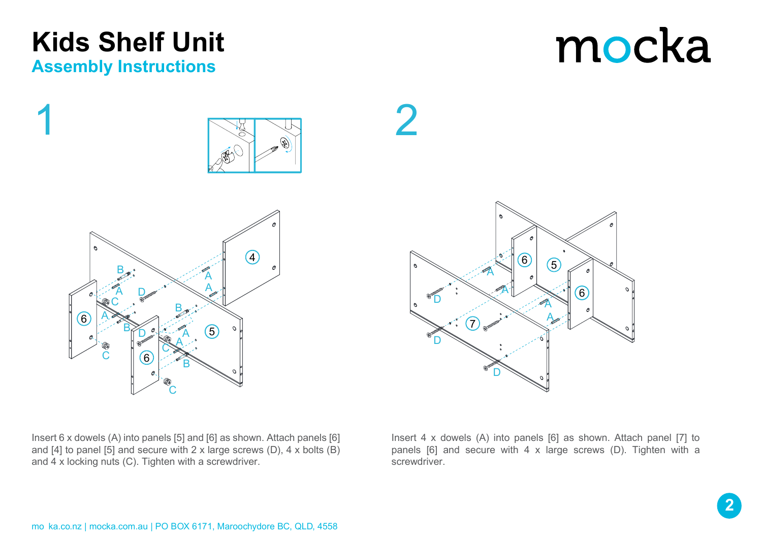# Kids Shelf Unit

## Assembly Instructions

mocka

## 1

Insert 6 x dowels (A) into panels [5] and [6] as shown. Attach panels [6] and [4] to panel [5] and secure with 2 x large screws (D), 4 x bolts (B) and 4 x locking nuts (C). Tighten with a screwdriver.

## 2

Insert 4 x dowels (A) into panels [6] as shown. Attach panel [7] to panels [6] and secure with 4 x large screws (D). Tighten with a screwdriver.

mo ka.co.nz | mocka.com.au | PO BOX 6171, Maroochydore BC, QLD, 4558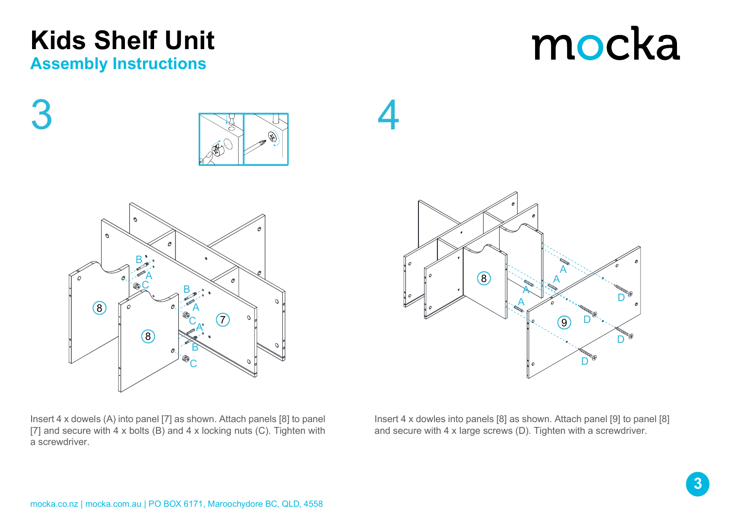# Kids Shelf Unit

## Assembly Instructions

mocka

## 3

Insert 4 x dowels (A) into panel [7] as shown. Attach panels [8] to panel [7] and secure with 4 x bolts (B) and 4 x locking nuts (C). Tighten with a screwdriver.

## 4

Insert 4 x dowles into panels [8] as shown. Attach panel [9] to panel [8] and secure with 4 x large screws (D). Tighten with a screwdriver.

mocka.co.nz | mocka.com.au | PO BOX 6171, Maroochydore BC, QLD, 4558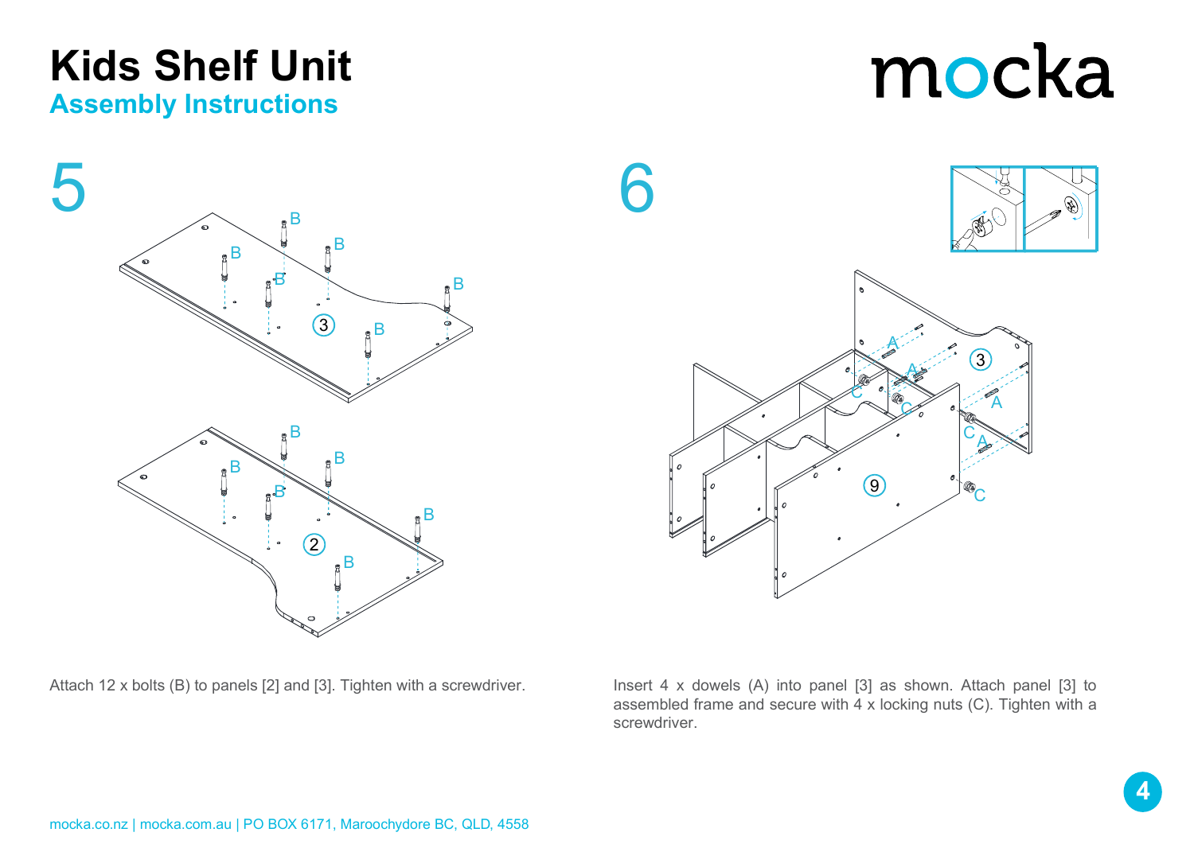# Kids Shelf Unit

## Assembly Instructions

mocka

### 5

Attach 12 x bolts (B) to panels [2] and [3]. Tighten with a screwdriver.

### 6

Insert 4 x dowels (A) into panel [3] as shown. Attach panel [3] to assembled frame and secure with 4 x locking nuts (C). Tighten with a screwdriver.

mocka.co.nz | mocka.com.au | PO BOX 6171, Maroochydore BC, QLD, 4558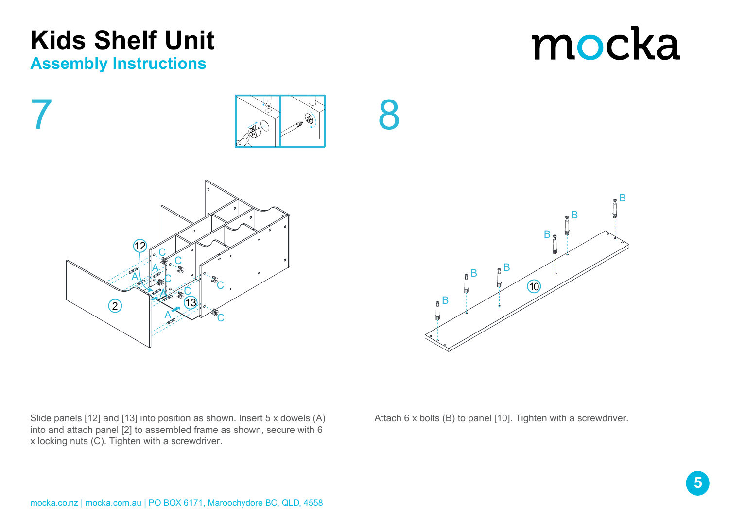# Kids Shelf Unit

## Assembly Instructions

## 7

Slide panels [12] and [13] into position as shown. Insert 5 x dowels (A) into and attach panel [2] to assembled frame as shown, secure with 6 x locking nuts (C). Tighten with a screwdriver.

## 8

Attach 6 x bolts (B) to panel [10]. Tighten with a screwdriver.

mocka.co.nz | mocka.com.au | PO BOX 6171, Maroochydore BC, QLD, 4558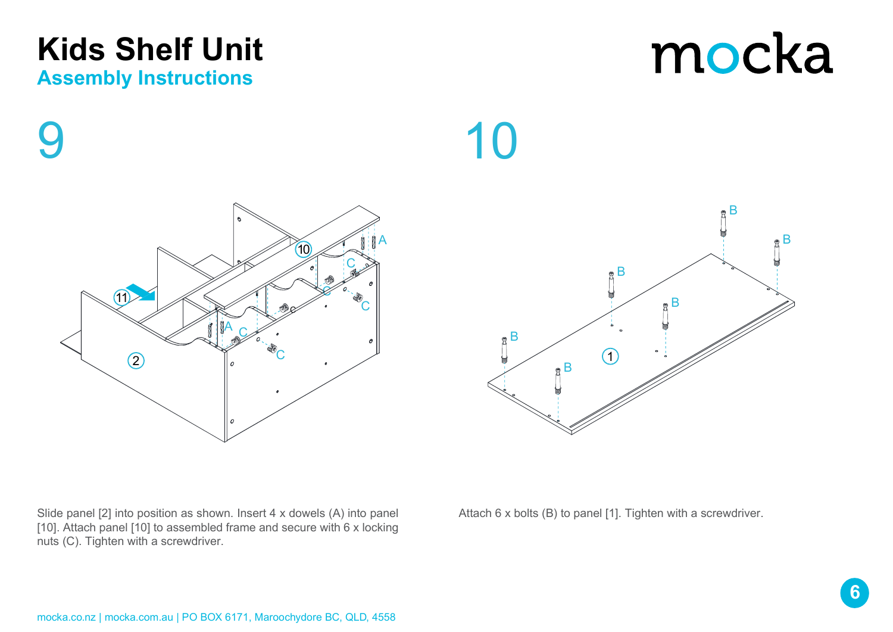# Kids Shelf Unit

## Assembly Instructions

## 9

Slide panel [2] into position as shown. Insert 4 x dowels (A) into panel [10]. Attach panel [10] to assembled frame and secure with 6 x locking nuts (C). Tighten with a screwdriver.

## 10

Attach 6 x bolts (B) to panel [1]. Tighten with a screwdriver.

mocka.co.nz | mocka.com.au | PO BOX 6171, Maroochydore BC, QLD, 4558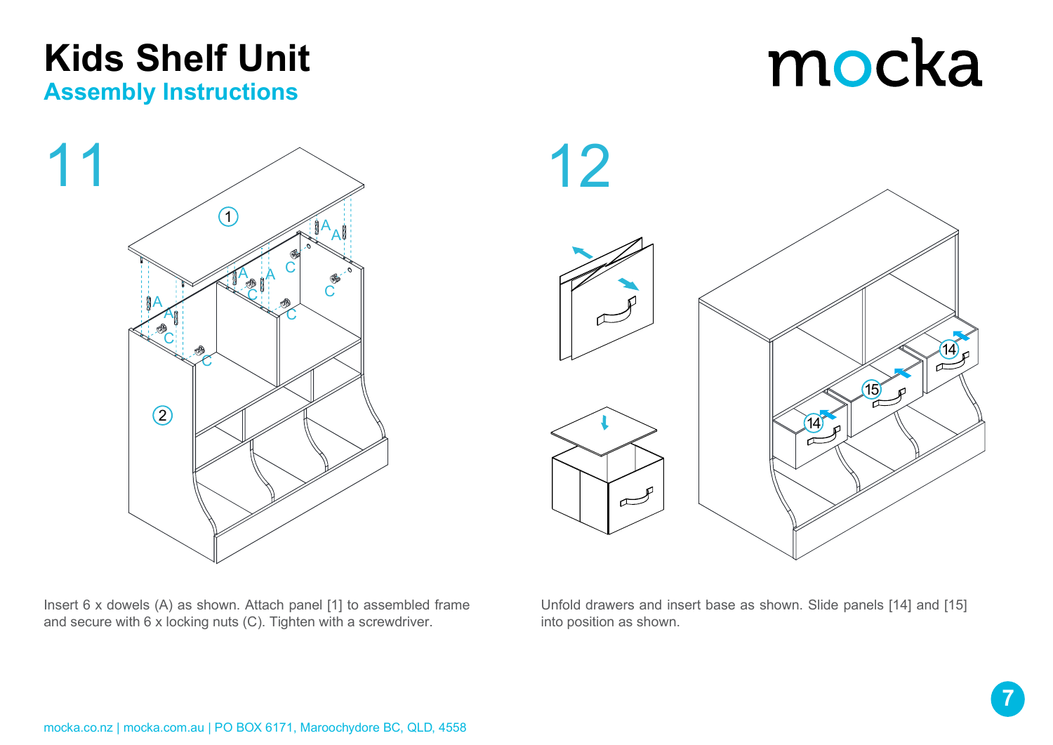# Kids Shelf Unit

## Assembly Instructions

mocka

## 11

Insert 6 x dowels (A) as shown. Attach panel [1] to assembled frame and secure with 6 x locking nuts (C). Tighten with a screwdriver.

## 12

Unfold drawers and insert base as shown. Slide panels [14] and [15] into position as shown.

mocka.co.nz | mocka.com.au | PO BOX 6171, Maroochydore BC, QLD, 4558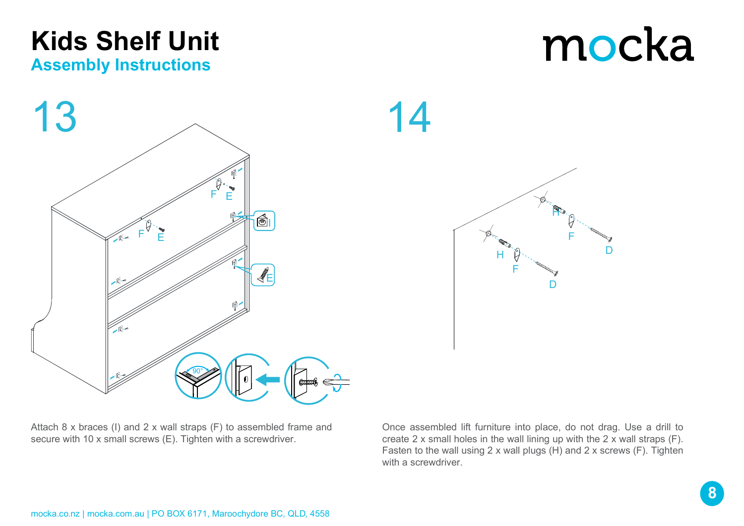# Kids Shelf Unit

## Assembly Instructions

## 13

Attach 8 x braces (I) and 2 x wall straps (F) to assembled frame and secure with 10 x small screws (E). Tighten with a screwdriver.

## 14

Once assembled lift furniture into place, do not drag. Use a drill to create 2 x small holes in the wall lining up with the 2 x wall straps (F). Fasten to the wall using 2 x wall plugs (H) and 2 x screws (F). Tighten with a screwdriver.

mocka.co.nz | mocka.com.au | PO BOX 6171, Maroochydore BC, QLD, 4558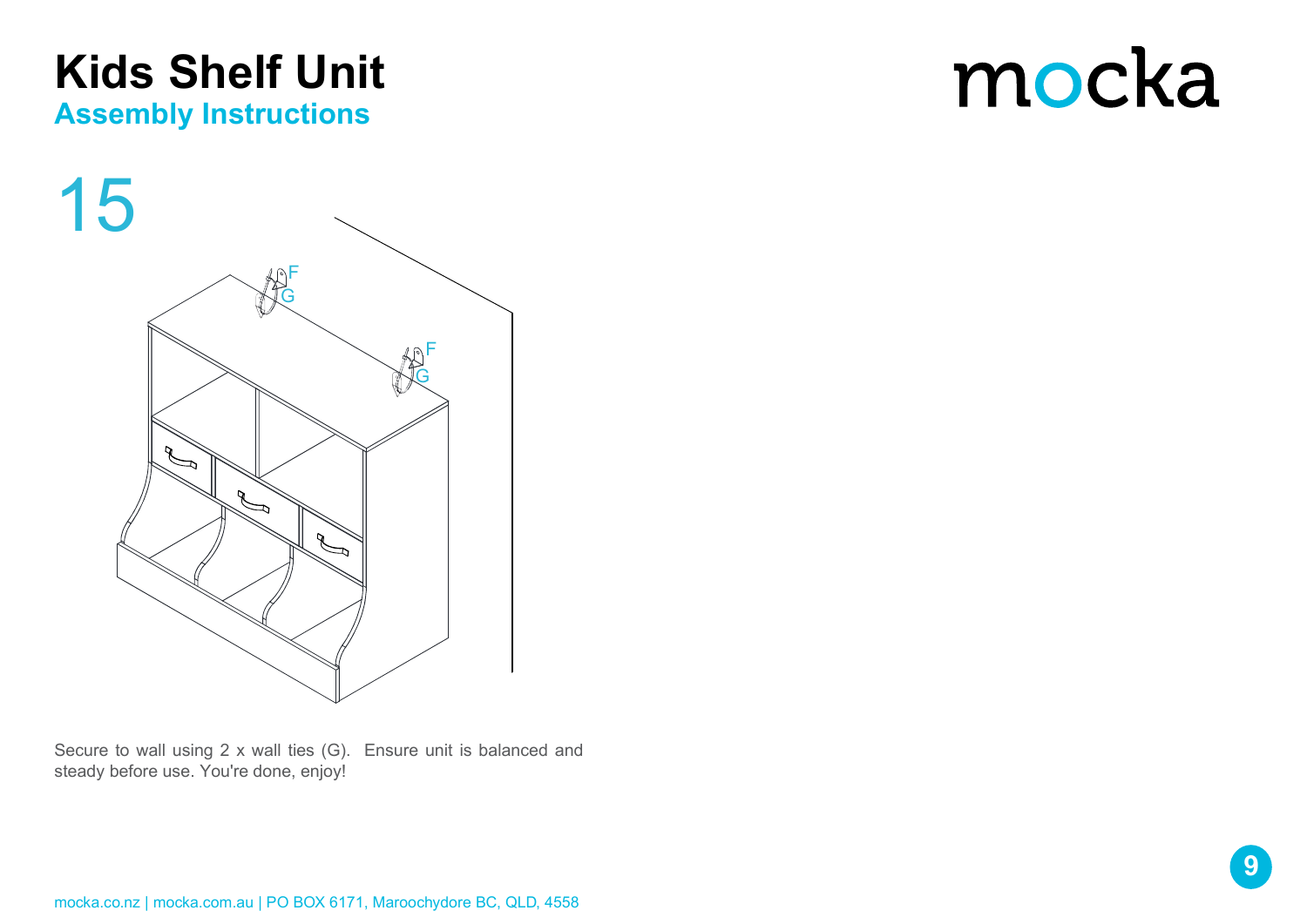# Kids Shelf Unit

## Assembly Instructions

mocka

## 15

F

G

F

G

Secure to wall using 2 x wall ties (G). Ensure unit is balanced and steady before use. You're done, enjoy!

mocka.co.nz | mocka.com.au | PO BOX 6171, Maroochydore BC, QLD, 4558